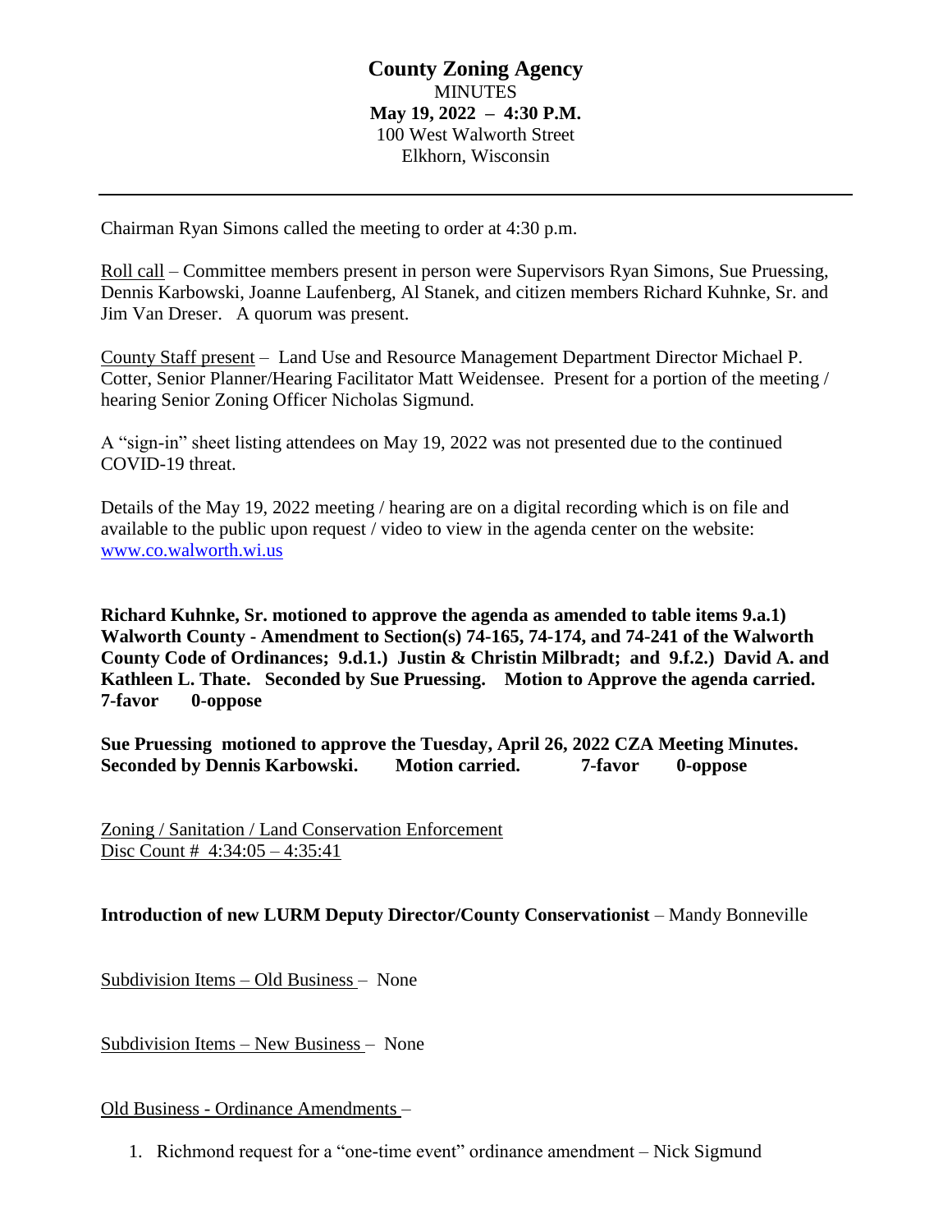**County Zoning Agency**
MINUTES
**May 19, 2022 – 4:30 P.M.**
100 West Walworth Street
Elkhorn, Wisconsin

---

Chairman Ryan Simons called the meeting to order at 4:30 p.m.

Roll call – Committee members present in person were Supervisors Ryan Simons, Sue Pruessing, Dennis Karbowski, Joanne Laufenberg, Al Stanek, and citizen members Richard Kuhnke, Sr. and Jim Van Dreser. A quorum was present.

County Staff present – Land Use and Resource Management Department Director Michael P. Cotter, Senior Planner/Hearing Facilitator Matt Weidensee. Present for a portion of the meeting / hearing Senior Zoning Officer Nicholas Sigmund.

A "sign-in" sheet listing attendees on May 19, 2022 was not presented due to the continued COVID-19 threat.

Details of the May 19, 2022 meeting / hearing are on a digital recording which is on file and available to the public upon request / video to view in the agenda center on the website: www.co.walworth.wi.us

**Richard Kuhnke, Sr. motioned to approve the agenda as amended to table items 9.a.1) Walworth County - Amendment to Section(s) 74-165, 74-174, and 74-241 of the Walworth County Code of Ordinances; 9.d.1.) Justin & Christin Milbradt; and 9.f.2.) David A. and Kathleen L. Thate. Seconded by Sue Pruessing. Motion to Approve the agenda carried. 7-favor 0-oppose**

**Sue Pruessing motioned to approve the Tuesday, April 26, 2022 CZA Meeting Minutes. Seconded by Dennis Karbowski. Motion carried. 7-favor 0-oppose**

Zoning / Sanitation / Land Conservation Enforcement
Disc Count # 4:34:05 – 4:35:41

**Introduction of new LURM Deputy Director/County Conservationist** – Mandy Bonneville

Subdivision Items – Old Business – None

Subdivision Items – New Business – None

Old Business - Ordinance Amendments –

1. Richmond request for a "one-time event" ordinance amendment – Nick Sigmund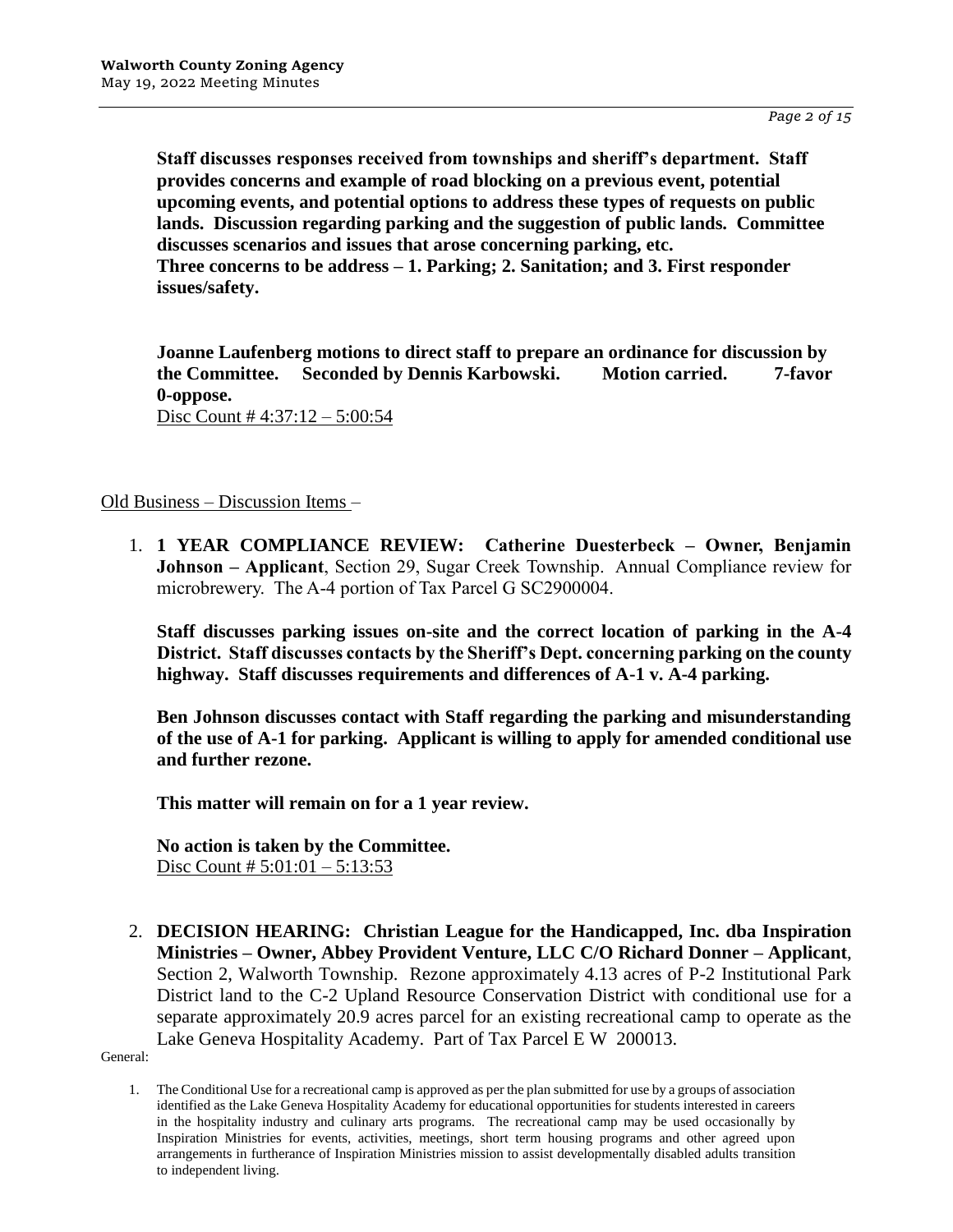**Staff discusses responses received from townships and sheriff's department. Staff provides concerns and example of road blocking on a previous event, potential upcoming events, and potential options to address these types of requests on public lands. Discussion regarding parking and the suggestion of public lands. Committee discusses scenarios and issues that arose concerning parking, etc.**
**Three concerns to be address – 1. Parking; 2. Sanitation; and 3. First responder issues/safety.**

**Joanne Laufenberg motions to direct staff to prepare an ordinance for discussion by the Committee. Seconded by Dennis Karbowski. Motion carried. 7-favor 0-oppose.**
Disc Count # 4:37:12 – 5:00:54

Old Business – Discussion Items –

1. **1 YEAR COMPLIANCE REVIEW: Catherine Duesterbeck – Owner, Benjamin Johnson – Applicant**, Section 29, Sugar Creek Township. Annual Compliance review for microbrewery. The A-4 portion of Tax Parcel G SC2900004.

   **Staff discusses parking issues on-site and the correct location of parking in the A-4 District. Staff discusses contacts by the Sheriff's Dept. concerning parking on the county highway. Staff discusses requirements and differences of A-1 v. A-4 parking.**

   **Ben Johnson discusses contact with Staff regarding the parking and misunderstanding of the use of A-1 for parking. Applicant is willing to apply for amended conditional use and further rezone.**

   **This matter will remain on for a 1 year review.**

   **No action is taken by the Committee.**
   Disc Count # 5:01:01 – 5:13:53

2. **DECISION HEARING: Christian League for the Handicapped, Inc. dba Inspiration Ministries – Owner, Abbey Provident Venture, LLC C/O Richard Donner – Applicant**, Section 2, Walworth Township. Rezone approximately 4.13 acres of P-2 Institutional Park District land to the C-2 Upland Resource Conservation District with conditional use for a separate approximately 20.9 acres parcel for an existing recreational camp to operate as the Lake Geneva Hospitality Academy. Part of Tax Parcel E W 200013.

General:

1. The Conditional Use for a recreational camp is approved as per the plan submitted for use by a groups of association identified as the Lake Geneva Hospitality Academy for educational opportunities for students interested in careers in the hospitality industry and culinary arts programs. The recreational camp may be used occasionally by Inspiration Ministries for events, activities, meetings, short term housing programs and other agreed upon arrangements in furtherance of Inspiration Ministries mission to assist developmentally disabled adults transition to independent living.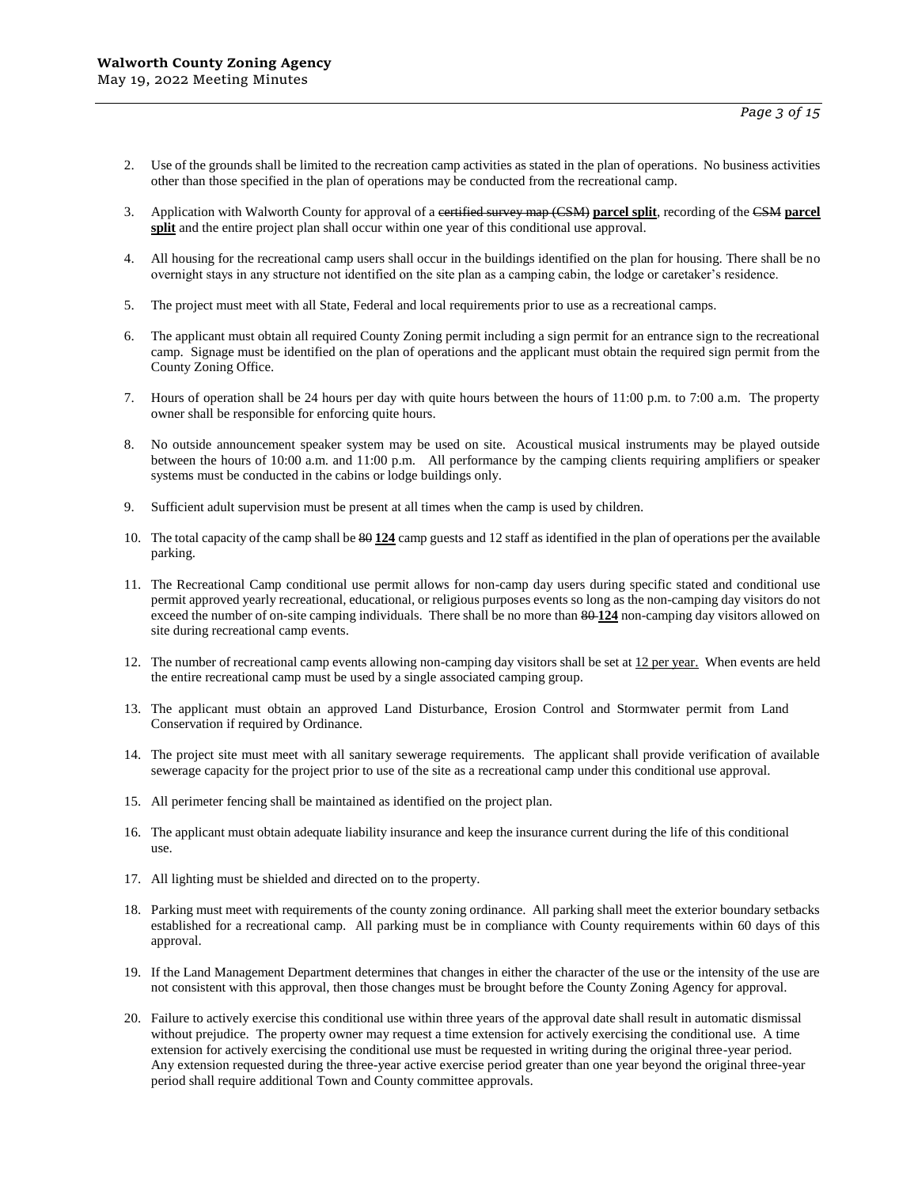2. Use of the grounds shall be limited to the recreation camp activities as stated in the plan of operations. No business activities other than those specified in the plan of operations may be conducted from the recreational camp.

3. Application with Walworth County for approval of a ~~certified survey map (CSM)~~ **<u>parcel split</u>**, recording of the ~~CSM~~ **<u>parcel split</u>** and the entire project plan shall occur within one year of this conditional use approval.

4. All housing for the recreational camp users shall occur in the buildings identified on the plan for housing. There shall be no overnight stays in any structure not identified on the site plan as a camping cabin, the lodge or caretaker's residence.

5. The project must meet with all State, Federal and local requirements prior to use as a recreational camps.

6. The applicant must obtain all required County Zoning permit including a sign permit for an entrance sign to the recreational camp. Signage must be identified on the plan of operations and the applicant must obtain the required sign permit from the County Zoning Office.

7. Hours of operation shall be 24 hours per day with quite hours between the hours of 11:00 p.m. to 7:00 a.m. The property owner shall be responsible for enforcing quite hours.

8. No outside announcement speaker system may be used on site. Acoustical musical instruments may be played outside between the hours of 10:00 a.m. and 11:00 p.m. All performance by the camping clients requiring amplifiers or speaker systems must be conducted in the cabins or lodge buildings only.

9. Sufficient adult supervision must be present at all times when the camp is used by children.

10. The total capacity of the camp shall be ~~80~~ **<u>124</u>** camp guests and 12 staff as identified in the plan of operations per the available parking.

11. The Recreational Camp conditional use permit allows for non-camp day users during specific stated and conditional use permit approved yearly recreational, educational, or religious purposes events so long as the non-camping day visitors do not exceed the number of on-site camping individuals. There shall be no more than ~~80~~ **<u>124</u>** non-camping day visitors allowed on site during recreational camp events.

12. The number of recreational camp events allowing non-camping day visitors shall be set at <u>12 per year.</u> When events are held the entire recreational camp must be used by a single associated camping group.

13. The applicant must obtain an approved Land Disturbance, Erosion Control and Stormwater permit from Land Conservation if required by Ordinance.

14. The project site must meet with all sanitary sewerage requirements. The applicant shall provide verification of available sewerage capacity for the project prior to use of the site as a recreational camp under this conditional use approval.

15. All perimeter fencing shall be maintained as identified on the project plan.

16. The applicant must obtain adequate liability insurance and keep the insurance current during the life of this conditional use.

17. All lighting must be shielded and directed on to the property.

18. Parking must meet with requirements of the county zoning ordinance. All parking shall meet the exterior boundary setbacks established for a recreational camp. All parking must be in compliance with County requirements within 60 days of this approval.

19. If the Land Management Department determines that changes in either the character of the use or the intensity of the use are not consistent with this approval, then those changes must be brought before the County Zoning Agency for approval.

20. Failure to actively exercise this conditional use within three years of the approval date shall result in automatic dismissal without prejudice. The property owner may request a time extension for actively exercising the conditional use. A time extension for actively exercising the conditional use must be requested in writing during the original three-year period. Any extension requested during the three-year active exercise period greater than one year beyond the original three-year period shall require additional Town and County committee approvals.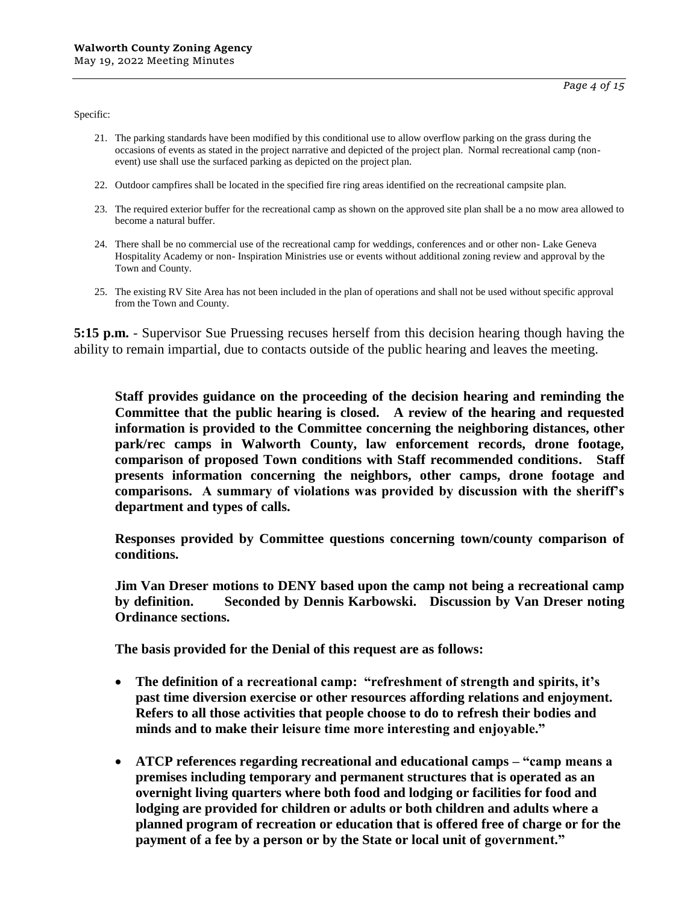Specific:

21. The parking standards have been modified by this conditional use to allow overflow parking on the grass during the occasions of events as stated in the project narrative and depicted of the project plan. Normal recreational camp (non-event) use shall use the surfaced parking as depicted on the project plan.

22. Outdoor campfires shall be located in the specified fire ring areas identified on the recreational campsite plan.

23. The required exterior buffer for the recreational camp as shown on the approved site plan shall be a no mow area allowed to become a natural buffer.

24. There shall be no commercial use of the recreational camp for weddings, conferences and or other non- Lake Geneva Hospitality Academy or non- Inspiration Ministries use or events without additional zoning review and approval by the Town and County.

25. The existing RV Site Area has not been included in the plan of operations and shall not be used without specific approval from the Town and County.

**5:15 p.m.** - Supervisor Sue Pruessing recuses herself from this decision hearing though having the ability to remain impartial, due to contacts outside of the public hearing and leaves the meeting.

**Staff provides guidance on the proceeding of the decision hearing and reminding the Committee that the public hearing is closed. A review of the hearing and requested information is provided to the Committee concerning the neighboring distances, other park/rec camps in Walworth County, law enforcement records, drone footage, comparison of proposed Town conditions with Staff recommended conditions. Staff presents information concerning the neighbors, other camps, drone footage and comparisons. A summary of violations was provided by discussion with the sheriff's department and types of calls.**

**Responses provided by Committee questions concerning town/county comparison of conditions.**

**Jim Van Dreser motions to DENY based upon the camp not being a recreational camp by definition. Seconded by Dennis Karbowski. Discussion by Van Dreser noting Ordinance sections.**

**The basis provided for the Denial of this request are as follows:**

- **The definition of a recreational camp: "refreshment of strength and spirits, it's past time diversion exercise or other resources affording relations and enjoyment. Refers to all those activities that people choose to do to refresh their bodies and minds and to make their leisure time more interesting and enjoyable."**
- **ATCP references regarding recreational and educational camps – "camp means a premises including temporary and permanent structures that is operated as an overnight living quarters where both food and lodging or facilities for food and lodging are provided for children or adults or both children and adults where a planned program of recreation or education that is offered free of charge or for the payment of a fee by a person or by the State or local unit of government."**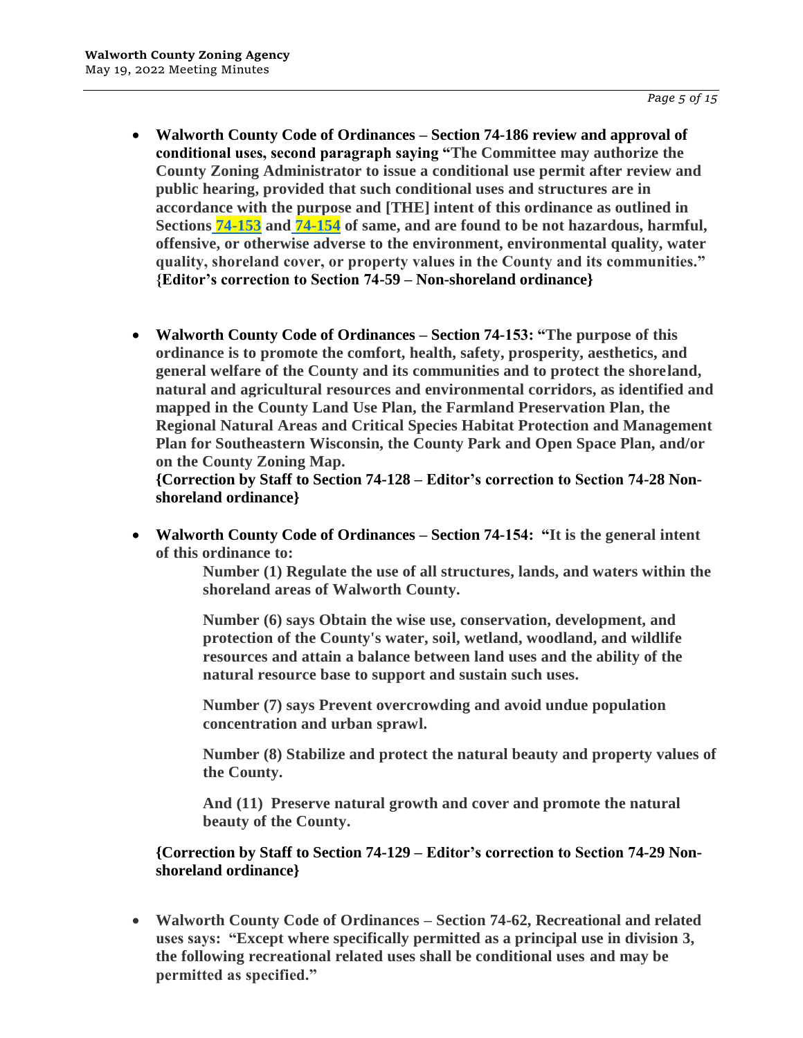- **Walworth County Code of Ordinances – Section 74-186 review and approval of conditional uses, second paragraph saying "The Committee may authorize the County Zoning Administrator to issue a conditional use permit after review and public hearing, provided that such conditional uses and structures are in accordance with the purpose and [THE] intent of this ordinance as outlined in Sections 74-153 and 74-154 of same, and are found to be not hazardous, harmful, offensive, or otherwise adverse to the environment, environmental quality, water quality, shoreland cover, or property values in the County and its communities." {Editor's correction to Section 74-59 – Non-shoreland ordinance}**

- **Walworth County Code of Ordinances – Section 74-153: "The purpose of this ordinance is to promote the comfort, health, safety, prosperity, aesthetics, and general welfare of the County and its communities and to protect the shoreland, natural and agricultural resources and environmental corridors, as identified and mapped in the County Land Use Plan, the Farmland Preservation Plan, the Regional Natural Areas and Critical Species Habitat Protection and Management Plan for Southeastern Wisconsin, the County Park and Open Space Plan, and/or on the County Zoning Map.**
  **{Correction by Staff to Section 74-128 – Editor's correction to Section 74-28 Non-shoreland ordinance}**

- **Walworth County Code of Ordinances – Section 74-154: "It is the general intent of this ordinance to:**

  **Number (1) Regulate the use of all structures, lands, and waters within the shoreland areas of Walworth County.**

  **Number (6) says Obtain the wise use, conservation, development, and protection of the County's water, soil, wetland, woodland, and wildlife resources and attain a balance between land uses and the ability of the natural resource base to support and sustain such uses.**

  **Number (7) says Prevent overcrowding and avoid undue population concentration and urban sprawl.**

  **Number (8) Stabilize and protect the natural beauty and property values of the County.**

  **And (11) Preserve natural growth and cover and promote the natural beauty of the County.**

  **{Correction by Staff to Section 74-129 – Editor's correction to Section 74-29 Non-shoreland ordinance}**

- **Walworth County Code of Ordinances – Section 74-62, Recreational and related uses says: "Except where specifically permitted as a principal use in division 3, the following recreational related uses shall be conditional uses and may be permitted as specified."**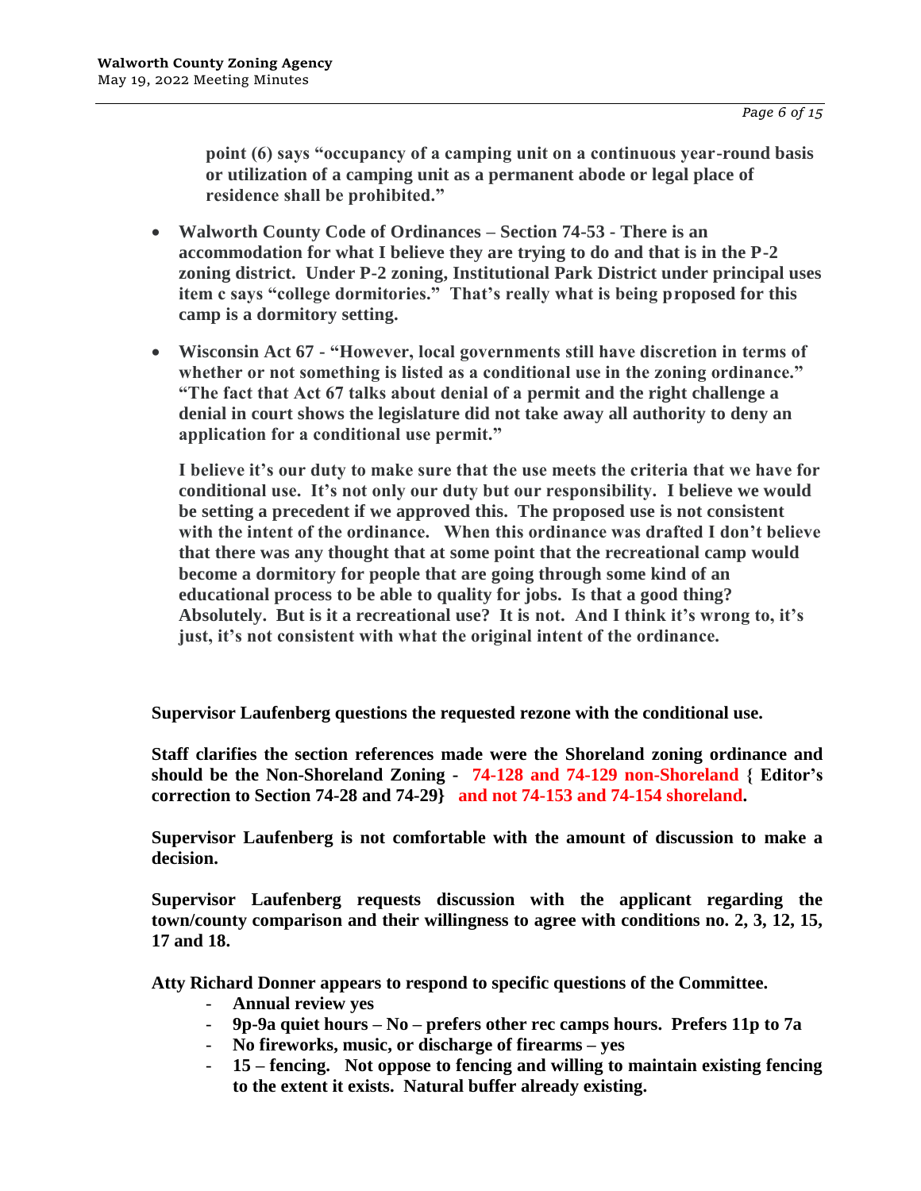**point (6) says "occupancy of a camping unit on a continuous year-round basis or utilization of a camping unit as a permanent abode or legal place of residence shall be prohibited."**

- **Walworth County Code of Ordinances – Section 74-53 - There is an accommodation for what I believe they are trying to do and that is in the P-2 zoning district. Under P-2 zoning, Institutional Park District under principal uses item c says "college dormitories." That's really what is being proposed for this camp is a dormitory setting.**

- **Wisconsin Act 67 - "However, local governments still have discretion in terms of whether or not something is listed as a conditional use in the zoning ordinance." "The fact that Act 67 talks about denial of a permit and the right challenge a denial in court shows the legislature did not take away all authority to deny an application for a conditional use permit."**

  **I believe it's our duty to make sure that the use meets the criteria that we have for conditional use. It's not only our duty but our responsibility. I believe we would be setting a precedent if we approved this. The proposed use is not consistent with the intent of the ordinance. When this ordinance was drafted I don't believe that there was any thought that at some point that the recreational camp would become a dormitory for people that are going through some kind of an educational process to be able to quality for jobs. Is that a good thing? Absolutely. But is it a recreational use? It is not. And I think it's wrong to, it's just, it's not consistent with what the original intent of the ordinance.**

**Supervisor Laufenberg questions the requested rezone with the conditional use.**

**Staff clarifies the section references made were the Shoreland zoning ordinance and should be the Non-Shoreland Zoning - 74-128 and 74-129 non-Shoreland { Editor's correction to Section 74-28 and 74-29} and not 74-153 and 74-154 shoreland.**

**Supervisor Laufenberg is not comfortable with the amount of discussion to make a decision.**

**Supervisor Laufenberg requests discussion with the applicant regarding the town/county comparison and their willingness to agree with conditions no. 2, 3, 12, 15, 17 and 18.**

**Atty Richard Donner appears to respond to specific questions of the Committee.**

- **Annual review yes**
- **9p-9a quiet hours – No – prefers other rec camps hours. Prefers 11p to 7a**
- **No fireworks, music, or discharge of firearms – yes**
- **15 – fencing. Not oppose to fencing and willing to maintain existing fencing to the extent it exists. Natural buffer already existing.**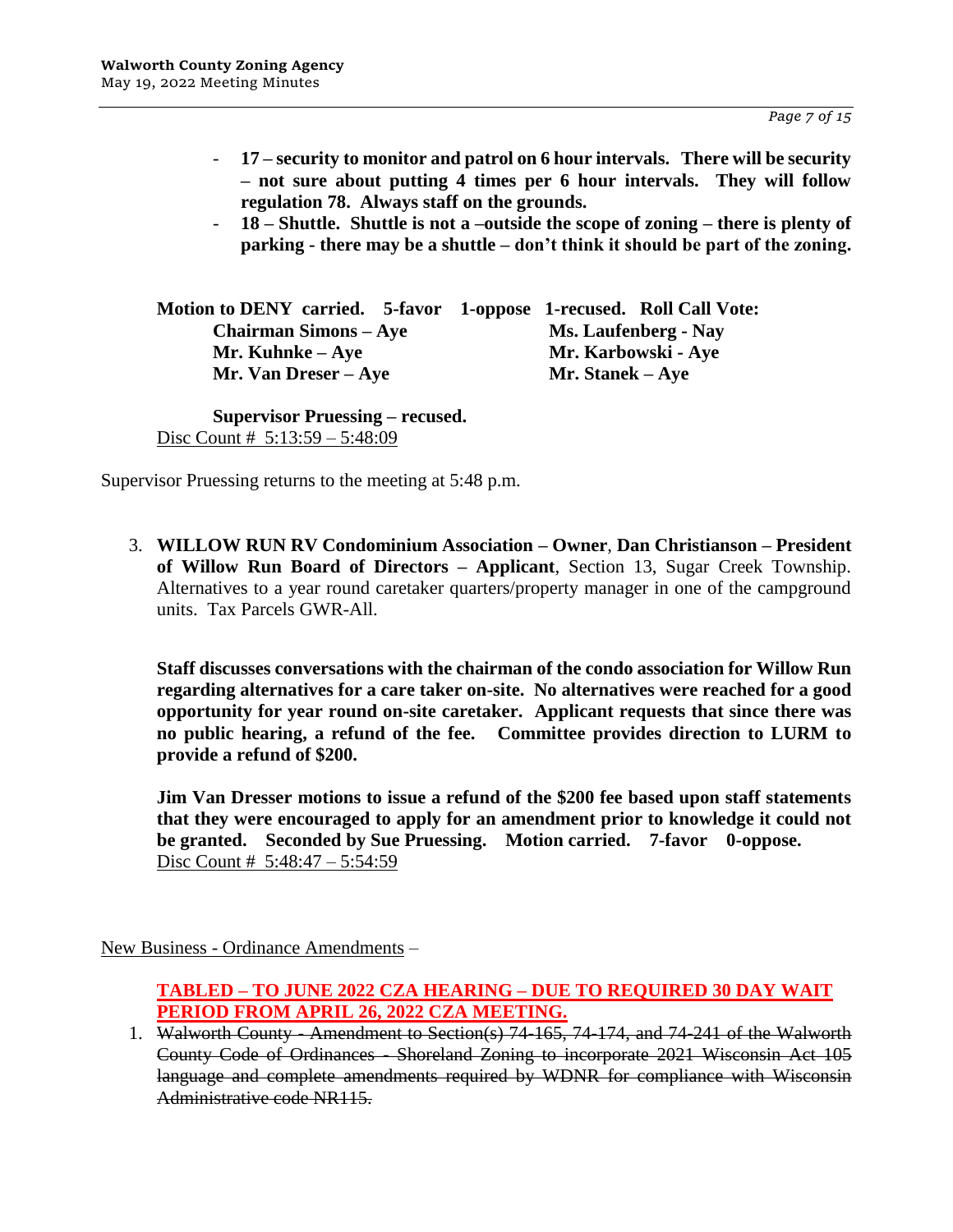- **17 – security to monitor and patrol on 6 hour intervals. There will be security – not sure about putting 4 times per 6 hour intervals. They will follow regulation 78. Always staff on the grounds.**
- **18 – Shuttle. Shuttle is not a –outside the scope of zoning – there is plenty of parking - there may be a shuttle – don't think it should be part of the zoning.**

**Motion to DENY carried. 5-favor 1-oppose 1-recused. Roll Call Vote:**

**Chairman Simons – Aye** | **Ms. Laufenberg - Nay**
**Mr. Kuhnke – Aye** | **Mr. Karbowski - Aye**
**Mr. Van Dreser – Aye** | **Mr. Stanek – Aye**

**Supervisor Pruessing – recused.**

Disc Count # 5:13:59 – 5:48:09

Supervisor Pruessing returns to the meeting at 5:48 p.m.

3. **WILLOW RUN RV Condominium Association – Owner**, **Dan Christianson – President of Willow Run Board of Directors – Applicant**, Section 13, Sugar Creek Township. Alternatives to a year round caretaker quarters/property manager in one of the campground units. Tax Parcels GWR-All.

   **Staff discusses conversations with the chairman of the condo association for Willow Run regarding alternatives for a care taker on-site. No alternatives were reached for a good opportunity for year round on-site caretaker. Applicant requests that since there was no public hearing, a refund of the fee. Committee provides direction to LURM to provide a refund of $200.**

   **Jim Van Dresser motions to issue a refund of the $200 fee based upon staff statements that they were encouraged to apply for an amendment prior to knowledge it could not be granted. Seconded by Sue Pruessing. Motion carried. 7-favor 0-oppose.**

   Disc Count # 5:48:47 – 5:54:59

New Business - Ordinance Amendments –

**TABLED – TO JUNE 2022 CZA HEARING – DUE TO REQUIRED 30 DAY WAIT PERIOD FROM APRIL 26, 2022 CZA MEETING.**

1. ~~Walworth County - Amendment to Section(s) 74-165, 74-174, and 74-241 of the Walworth County Code of Ordinances - Shoreland Zoning to incorporate 2021 Wisconsin Act 105 language and complete amendments required by WDNR for compliance with Wisconsin Administrative code NR115.~~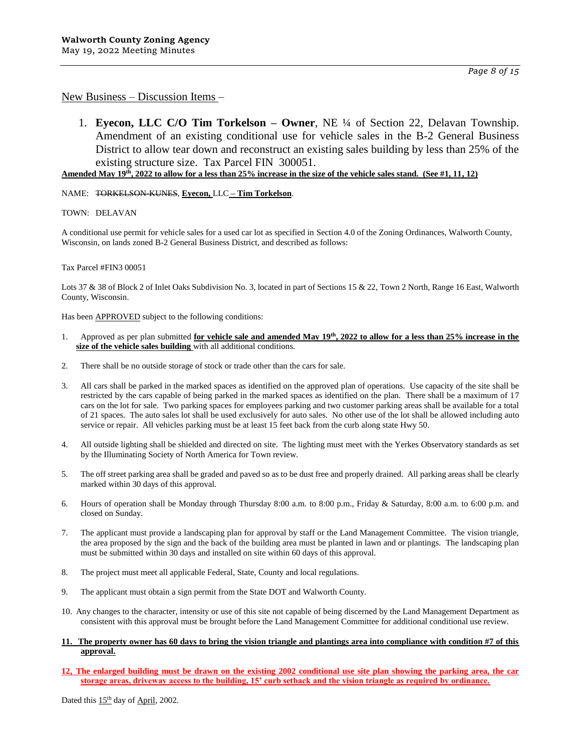New Business – Discussion Items –

1. **Eyecon, LLC C/O Tim Torkelson – Owner**, NE ¼ of Section 22, Delavan Township. Amendment of an existing conditional use for vehicle sales in the B-2 General Business District to allow tear down and reconstruct an existing sales building by less than 25% of the existing structure size. Tax Parcel FIN 300051.

**Amended May 19th, 2022 to allow for a less than 25% increase in the size of the vehicle sales stand. (See #1, 11, 12)**

NAME: ~~TORKELSON-KUNES~~, **Eyecon,** LLC **– Tim Torkelson**.

TOWN: DELAVAN

A conditional use permit for vehicle sales for a used car lot as specified in Section 4.0 of the Zoning Ordinances, Walworth County, Wisconsin, on lands zoned B-2 General Business District, and described as follows:

Tax Parcel #FIN3 00051

Lots 37 & 38 of Block 2 of Inlet Oaks Subdivision No. 3, located in part of Sections 15 & 22, Town 2 North, Range 16 East, Walworth County, Wisconsin.

Has been APPROVED subject to the following conditions:

1. Approved as per plan submitted **for vehicle sale and amended May 19th, 2022 to allow for a less than 25% increase in the size of the vehicle sales building** with all additional conditions.
2. There shall be no outside storage of stock or trade other than the cars for sale.
3. All cars shall be parked in the marked spaces as identified on the approved plan of operations. Use capacity of the site shall be restricted by the cars capable of being parked in the marked spaces as identified on the plan. There shall be a maximum of 17 cars on the lot for sale. Two parking spaces for employees parking and two customer parking areas shall be available for a total of 21 spaces. The auto sales lot shall be used exclusively for auto sales. No other use of the lot shall be allowed including auto service or repair. All vehicles parking must be at least 15 feet back from the curb along state Hwy 50.
4. All outside lighting shall be shielded and directed on site. The lighting must meet with the Yerkes Observatory standards as set by the Illuminating Society of North America for Town review.
5. The off street parking area shall be graded and paved so as to be dust free and properly drained. All parking areas shall be clearly marked within 30 days of this approval.
6. Hours of operation shall be Monday through Thursday 8:00 a.m. to 8:00 p.m., Friday & Saturday, 8:00 a.m. to 6:00 p.m. and closed on Sunday.
7. The applicant must provide a landscaping plan for approval by staff or the Land Management Committee. The vision triangle, the area proposed by the sign and the back of the building area must be planted in lawn and or plantings. The landscaping plan must be submitted within 30 days and installed on site within 60 days of this approval.
8. The project must meet all applicable Federal, State, County and local regulations.
9. The applicant must obtain a sign permit from the State DOT and Walworth County.
10. Any changes to the character, intensity or use of this site not capable of being discerned by the Land Management Department as consistent with this approval must be brought before the Land Management Committee for additional conditional use review.
11. **The property owner has 60 days to bring the vision triangle and plantings area into compliance with condition #7 of this approval.**
12. **The enlarged building must be drawn on the existing 2002 conditional use site plan showing the parking area, the car storage areas, driveway access to the building, 15' curb setback and the vision triangle as required by ordinance.**

Dated this 15th day of April, 2002.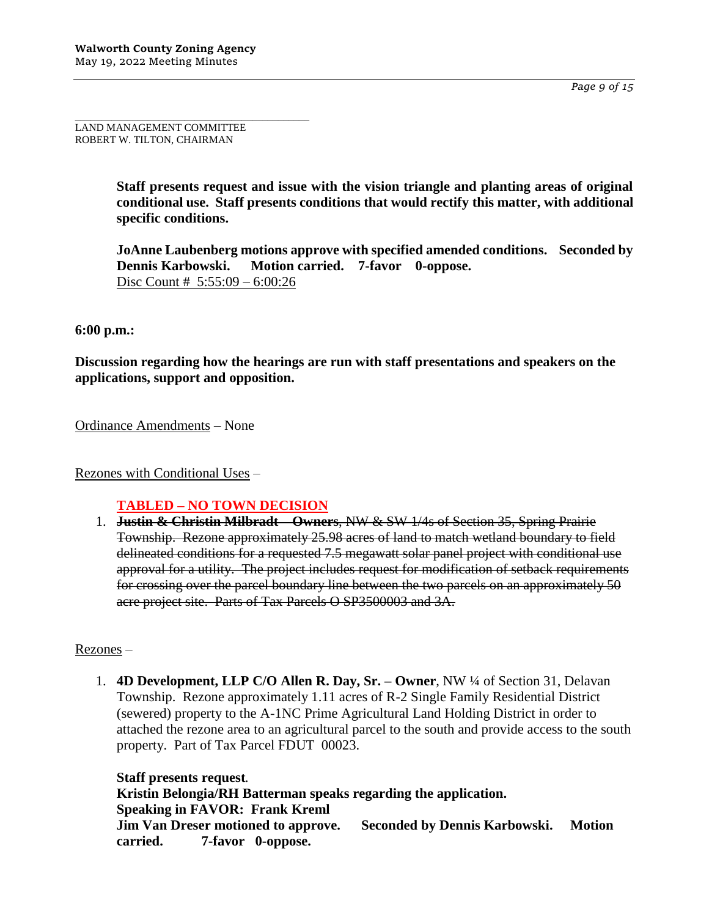LAND MANAGEMENT COMMITTEE
ROBERT W. TILTON, CHAIRMAN

**Staff presents request and issue with the vision triangle and planting areas of original conditional use. Staff presents conditions that would rectify this matter, with additional specific conditions.**

**JoAnne Laubenberg motions approve with specified amended conditions. Seconded by Dennis Karbowski. Motion carried. 7-favor 0-oppose.**
Disc Count # 5:55:09 – 6:00:26

**6:00 p.m.:**

**Discussion regarding how the hearings are run with staff presentations and speakers on the applications, support and opposition.**

Ordinance Amendments – None

Rezones with Conditional Uses –

**TABLED – NO TOWN DECISION**

1. ~~**Justin & Christin Milbradt – Owners**, NW & SW 1/4s of Section 35, Spring Prairie Township. Rezone approximately 25.98 acres of land to match wetland boundary to field delineated conditions for a requested 7.5 megawatt solar panel project with conditional use approval for a utility. The project includes request for modification of setback requirements for crossing over the parcel boundary line between the two parcels on an approximately 50 acre project site. Parts of Tax Parcels O SP3500003 and 3A.~~

Rezones –

1. **4D Development, LLP C/O Allen R. Day, Sr. – Owner**, NW ¼ of Section 31, Delavan Township. Rezone approximately 1.11 acres of R-2 Single Family Residential District (sewered) property to the A-1NC Prime Agricultural Land Holding District in order to attached the rezone area to an agricultural parcel to the south and provide access to the south property. Part of Tax Parcel FDUT 00023.

   **Staff presents request.**
   **Kristin Belongia/RH Batterman speaks regarding the application.**
   **Speaking in FAVOR: Frank Kreml**
   **Jim Van Dreser motioned to approve. Seconded by Dennis Karbowski. Motion carried. 7-favor 0-oppose.**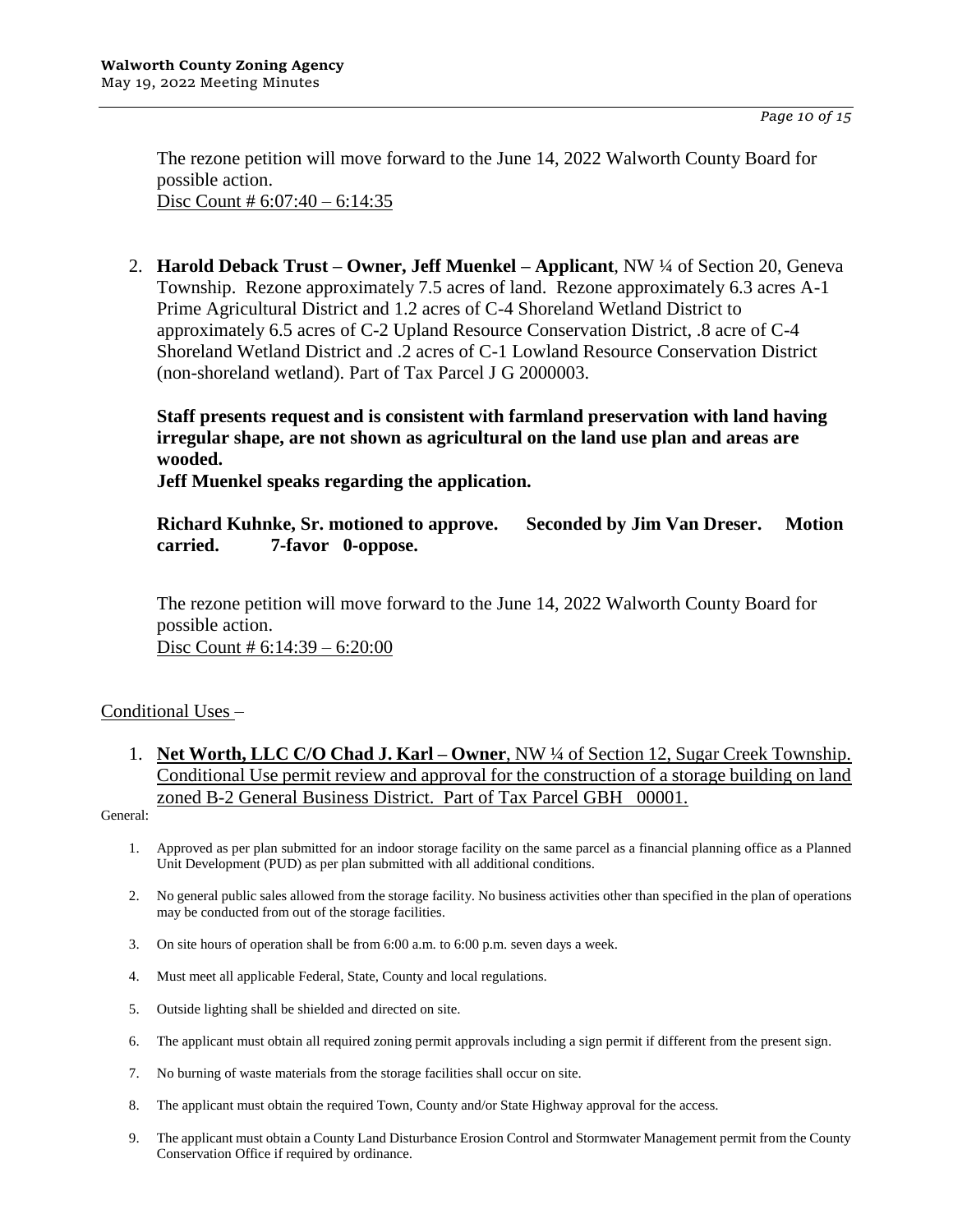The rezone petition will move forward to the June 14, 2022 Walworth County Board for possible action.
Disc Count # 6:07:40 – 6:14:35

2. **Harold Deback Trust – Owner, Jeff Muenkel – Applicant**, NW ¼ of Section 20, Geneva Township. Rezone approximately 7.5 acres of land. Rezone approximately 6.3 acres A-1 Prime Agricultural District and 1.2 acres of C-4 Shoreland Wetland District to approximately 6.5 acres of C-2 Upland Resource Conservation District, .8 acre of C-4 Shoreland Wetland District and .2 acres of C-1 Lowland Resource Conservation District (non-shoreland wetland). Part of Tax Parcel J G 2000003.

   **Staff presents request and is consistent with farmland preservation with land having irregular shape, are not shown as agricultural on the land use plan and areas are wooded.**
   **Jeff Muenkel speaks regarding the application.**

   **Richard Kuhnke, Sr. motioned to approve. Seconded by Jim Van Dreser. Motion carried. 7-favor 0-oppose.**

   The rezone petition will move forward to the June 14, 2022 Walworth County Board for possible action.
   Disc Count # 6:14:39 – 6:20:00

## Conditional Uses –

1. **Net Worth, LLC C/O Chad J. Karl – Owner**, NW ¼ of Section 12, Sugar Creek Township. Conditional Use permit review and approval for the construction of a storage building on land zoned B-2 General Business District. Part of Tax Parcel GBH 00001.

General:

1. Approved as per plan submitted for an indoor storage facility on the same parcel as a financial planning office as a Planned Unit Development (PUD) as per plan submitted with all additional conditions.
2. No general public sales allowed from the storage facility. No business activities other than specified in the plan of operations may be conducted from out of the storage facilities.
3. On site hours of operation shall be from 6:00 a.m. to 6:00 p.m. seven days a week.
4. Must meet all applicable Federal, State, County and local regulations.
5. Outside lighting shall be shielded and directed on site.
6. The applicant must obtain all required zoning permit approvals including a sign permit if different from the present sign.
7. No burning of waste materials from the storage facilities shall occur on site.
8. The applicant must obtain the required Town, County and/or State Highway approval for the access.
9. The applicant must obtain a County Land Disturbance Erosion Control and Stormwater Management permit from the County Conservation Office if required by ordinance.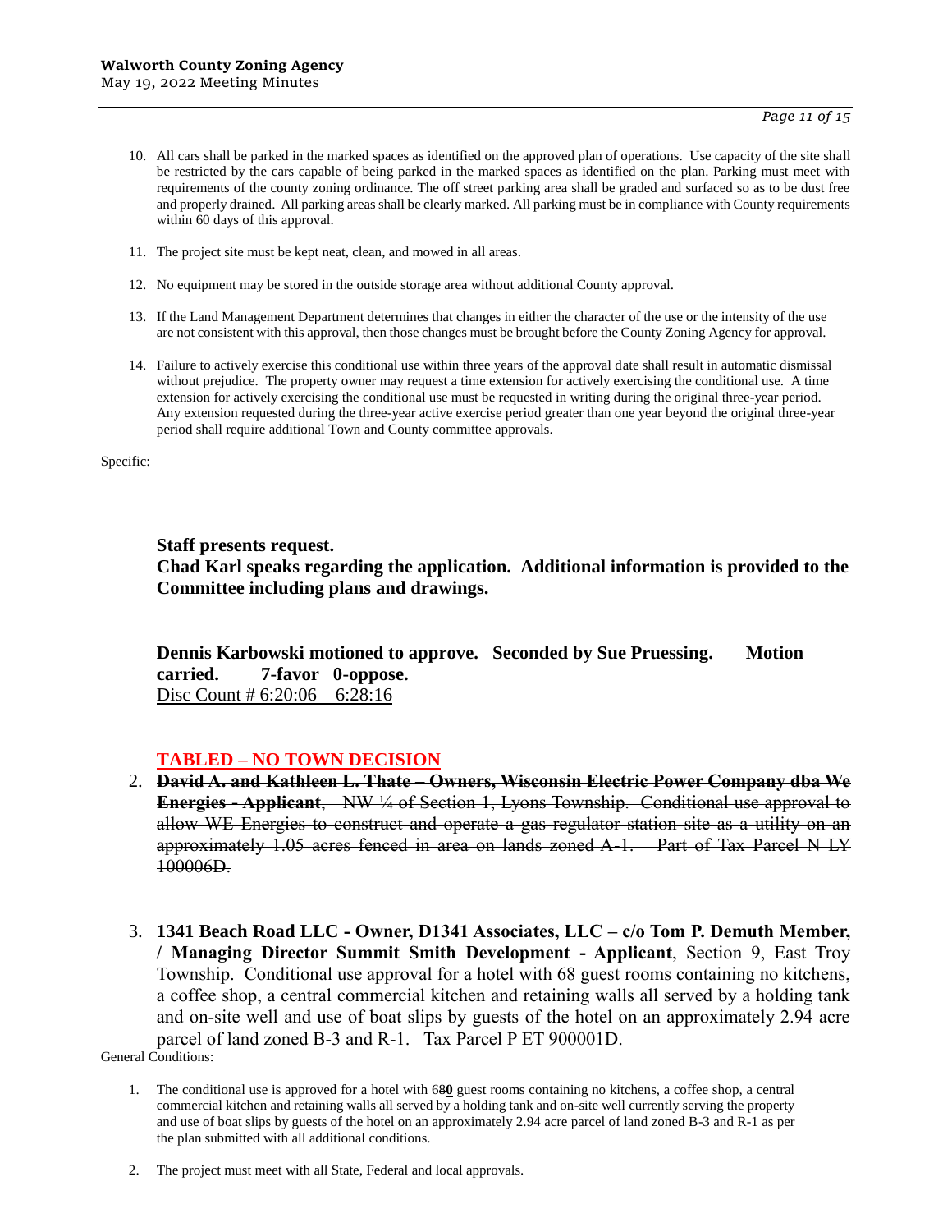10. All cars shall be parked in the marked spaces as identified on the approved plan of operations. Use capacity of the site shall be restricted by the cars capable of being parked in the marked spaces as identified on the plan. Parking must meet with requirements of the county zoning ordinance. The off street parking area shall be graded and surfaced so as to be dust free and properly drained. All parking areas shall be clearly marked. All parking must be in compliance with County requirements within 60 days of this approval.

11. The project site must be kept neat, clean, and mowed in all areas.

12. No equipment may be stored in the outside storage area without additional County approval.

13. If the Land Management Department determines that changes in either the character of the use or the intensity of the use are not consistent with this approval, then those changes must be brought before the County Zoning Agency for approval.

14. Failure to actively exercise this conditional use within three years of the approval date shall result in automatic dismissal without prejudice. The property owner may request a time extension for actively exercising the conditional use. A time extension for actively exercising the conditional use must be requested in writing during the original three-year period. Any extension requested during the three-year active exercise period greater than one year beyond the original three-year period shall require additional Town and County committee approvals.

Specific:

**Staff presents request.**
**Chad Karl speaks regarding the application. Additional information is provided to the Committee including plans and drawings.**

**Dennis Karbowski motioned to approve. Seconded by Sue Pruessing. Motion carried. 7-favor 0-oppose.**
Disc Count # 6:20:06 – 6:28:16

**TABLED – NO TOWN DECISION**

2. ~~**David A. and Kathleen L. Thate – Owners, Wisconsin Electric Power Company dba We Energies - Applicant**, NW ¼ of Section 1, Lyons Township. Conditional use approval to allow WE Energies to construct and operate a gas regulator station site as a utility on an approximately 1.05 acres fenced in area on lands zoned A-1. Part of Tax Parcel N LY 100006D.~~

3. **1341 Beach Road LLC - Owner, D1341 Associates, LLC – c/o Tom P. Demuth Member, / Managing Director Summit Smith Development - Applicant**, Section 9, East Troy Township. Conditional use approval for a hotel with 68 guest rooms containing no kitchens, a coffee shop, a central commercial kitchen and retaining walls all served by a holding tank and on-site well and use of boat slips by guests of the hotel on an approximately 2.94 acre parcel of land zoned B-3 and R-1. Tax Parcel P ET 900001D.

General Conditions:

1. The conditional use is approved for a hotel with 6~~8~~**0** guest rooms containing no kitchens, a coffee shop, a central commercial kitchen and retaining walls all served by a holding tank and on-site well currently serving the property and use of boat slips by guests of the hotel on an approximately 2.94 acre parcel of land zoned B-3 and R-1 as per the plan submitted with all additional conditions.

2. The project must meet with all State, Federal and local approvals.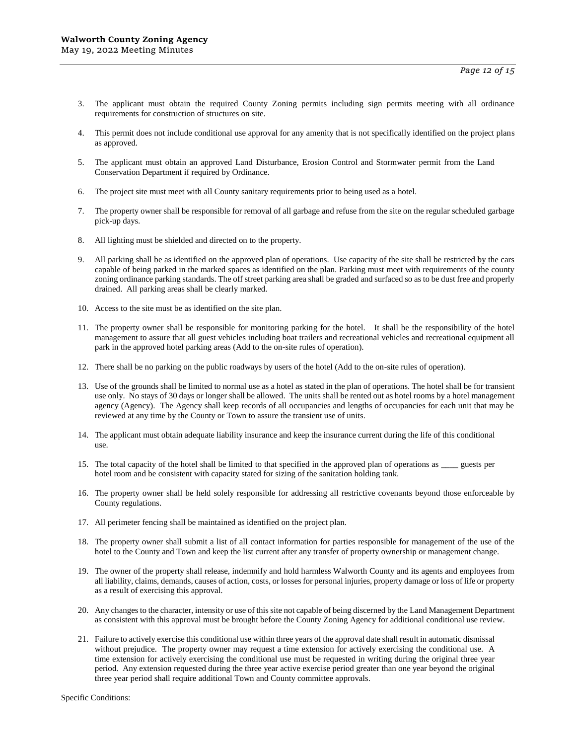3. The applicant must obtain the required County Zoning permits including sign permits meeting with all ordinance requirements for construction of structures on site.

4. This permit does not include conditional use approval for any amenity that is not specifically identified on the project plans as approved.

5. The applicant must obtain an approved Land Disturbance, Erosion Control and Stormwater permit from the Land Conservation Department if required by Ordinance.

6. The project site must meet with all County sanitary requirements prior to being used as a hotel.

7. The property owner shall be responsible for removal of all garbage and refuse from the site on the regular scheduled garbage pick-up days.

8. All lighting must be shielded and directed on to the property.

9. All parking shall be as identified on the approved plan of operations. Use capacity of the site shall be restricted by the cars capable of being parked in the marked spaces as identified on the plan. Parking must meet with requirements of the county zoning ordinance parking standards. The off street parking area shall be graded and surfaced so as to be dust free and properly drained. All parking areas shall be clearly marked.

10. Access to the site must be as identified on the site plan.

11. The property owner shall be responsible for monitoring parking for the hotel. It shall be the responsibility of the hotel management to assure that all guest vehicles including boat trailers and recreational vehicles and recreational equipment all park in the approved hotel parking areas (Add to the on-site rules of operation).

12. There shall be no parking on the public roadways by users of the hotel (Add to the on-site rules of operation).

13. Use of the grounds shall be limited to normal use as a hotel as stated in the plan of operations. The hotel shall be for transient use only. No stays of 30 days or longer shall be allowed. The units shall be rented out as hotel rooms by a hotel management agency (Agency). The Agency shall keep records of all occupancies and lengths of occupancies for each unit that may be reviewed at any time by the County or Town to assure the transient use of units.

14. The applicant must obtain adequate liability insurance and keep the insurance current during the life of this conditional use.

15. The total capacity of the hotel shall be limited to that specified in the approved plan of operations as ____ guests per hotel room and be consistent with capacity stated for sizing of the sanitation holding tank.

16. The property owner shall be held solely responsible for addressing all restrictive covenants beyond those enforceable by County regulations.

17. All perimeter fencing shall be maintained as identified on the project plan.

18. The property owner shall submit a list of all contact information for parties responsible for management of the use of the hotel to the County and Town and keep the list current after any transfer of property ownership or management change.

19. The owner of the property shall release, indemnify and hold harmless Walworth County and its agents and employees from all liability, claims, demands, causes of action, costs, or losses for personal injuries, property damage or loss of life or property as a result of exercising this approval.

20. Any changes to the character, intensity or use of this site not capable of being discerned by the Land Management Department as consistent with this approval must be brought before the County Zoning Agency for additional conditional use review.

21. Failure to actively exercise this conditional use within three years of the approval date shall result in automatic dismissal without prejudice. The property owner may request a time extension for actively exercising the conditional use. A time extension for actively exercising the conditional use must be requested in writing during the original three year period. Any extension requested during the three year active exercise period greater than one year beyond the original three year period shall require additional Town and County committee approvals.

Specific Conditions: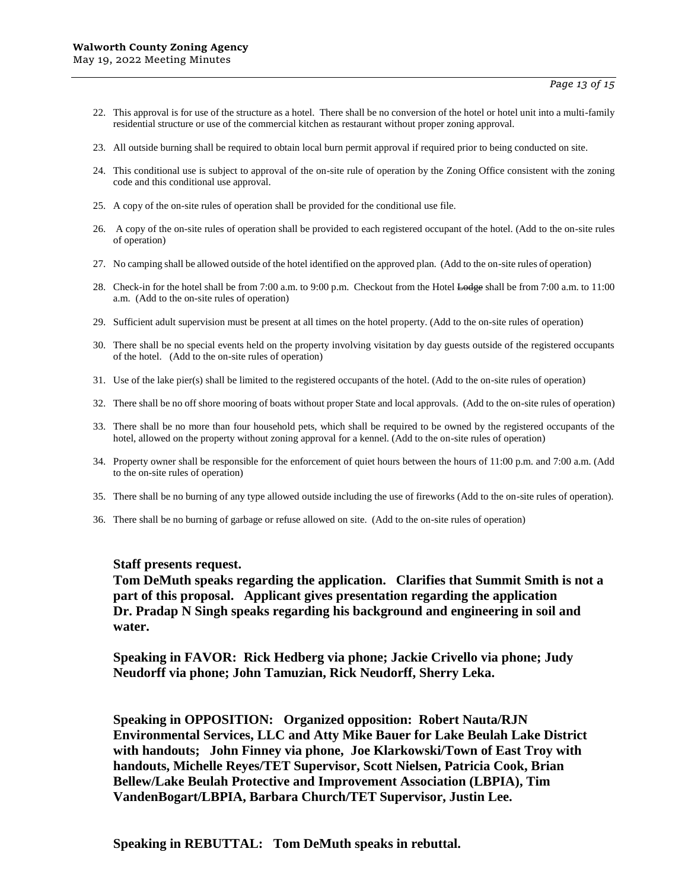22. This approval is for use of the structure as a hotel. There shall be no conversion of the hotel or hotel unit into a multi-family residential structure or use of the commercial kitchen as restaurant without proper zoning approval.

23. All outside burning shall be required to obtain local burn permit approval if required prior to being conducted on site.

24. This conditional use is subject to approval of the on-site rule of operation by the Zoning Office consistent with the zoning code and this conditional use approval.

25. A copy of the on-site rules of operation shall be provided for the conditional use file.

26. A copy of the on-site rules of operation shall be provided to each registered occupant of the hotel. (Add to the on-site rules of operation)

27. No camping shall be allowed outside of the hotel identified on the approved plan. (Add to the on-site rules of operation)

28. Check-in for the hotel shall be from 7:00 a.m. to 9:00 p.m. Checkout from the Hotel ~~Lodge~~ shall be from 7:00 a.m. to 11:00 a.m. (Add to the on-site rules of operation)

29. Sufficient adult supervision must be present at all times on the hotel property. (Add to the on-site rules of operation)

30. There shall be no special events held on the property involving visitation by day guests outside of the registered occupants of the hotel. (Add to the on-site rules of operation)

31. Use of the lake pier(s) shall be limited to the registered occupants of the hotel. (Add to the on-site rules of operation)

32. There shall be no off shore mooring of boats without proper State and local approvals. (Add to the on-site rules of operation)

33. There shall be no more than four household pets, which shall be required to be owned by the registered occupants of the hotel, allowed on the property without zoning approval for a kennel. (Add to the on-site rules of operation)

34. Property owner shall be responsible for the enforcement of quiet hours between the hours of 11:00 p.m. and 7:00 a.m. (Add to the on-site rules of operation)

35. There shall be no burning of any type allowed outside including the use of fireworks (Add to the on-site rules of operation).

36. There shall be no burning of garbage or refuse allowed on site. (Add to the on-site rules of operation)

**Staff presents request.**
**Tom DeMuth speaks regarding the application. Clarifies that Summit Smith is not a part of this proposal. Applicant gives presentation regarding the application Dr. Pradap N Singh speaks regarding his background and engineering in soil and water.**

**Speaking in FAVOR: Rick Hedberg via phone; Jackie Crivello via phone; Judy Neudorff via phone; John Tamuzian, Rick Neudorff, Sherry Leka.**

**Speaking in OPPOSITION: Organized opposition: Robert Nauta/RJN Environmental Services, LLC and Atty Mike Bauer for Lake Beulah Lake District with handouts; John Finney via phone, Joe Klarkowski/Town of East Troy with handouts, Michelle Reyes/TET Supervisor, Scott Nielsen, Patricia Cook, Brian Bellew/Lake Beulah Protective and Improvement Association (LBPIA), Tim VandenBogart/LBPIA, Barbara Church/TET Supervisor, Justin Lee.**

**Speaking in REBUTTAL: Tom DeMuth speaks in rebuttal.**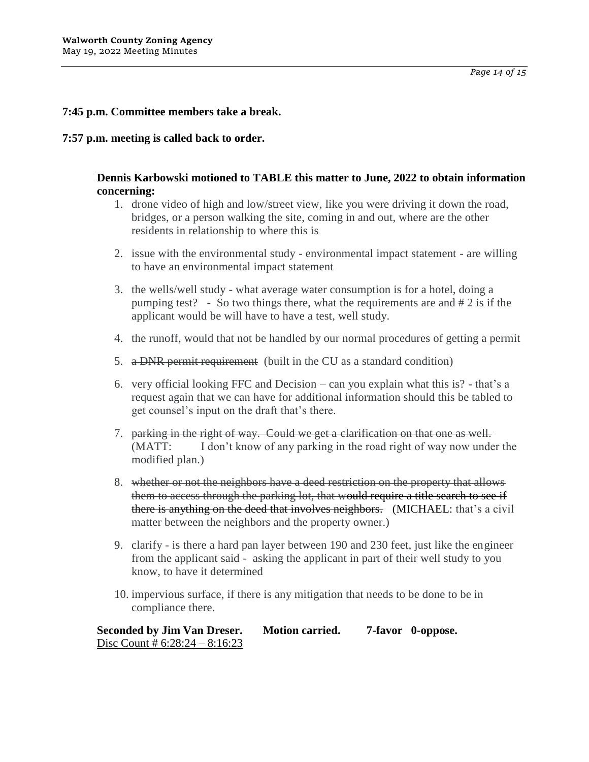**7:45 p.m. Committee members take a break.**

**7:57 p.m. meeting is called back to order.**

**Dennis Karbowski motioned to TABLE this matter to June, 2022 to obtain information concerning:**

1. drone video of high and low/street view, like you were driving it down the road, bridges, or a person walking the site, coming in and out, where are the other residents in relationship to where this is
2. issue with the environmental study - environmental impact statement - are willing to have an environmental impact statement
3. the wells/well study - what average water consumption is for a hotel, doing a pumping test? - So two things there, what the requirements are and # 2 is if the applicant would be will have to have a test, well study.
4. the runoff, would that not be handled by our normal procedures of getting a permit
5. ~~a DNR permit requirement~~ (built in the CU as a standard condition)
6. very official looking FFC and Decision – can you explain what this is? - that's a request again that we can have for additional information should this be tabled to get counsel's input on the draft that's there.
7. ~~parking in the right of way. Could we get a clarification on that one as well.~~ (MATT: I don't know of any parking in the road right of way now under the modified plan.)
8. ~~whether or not the neighbors have a deed restriction on the property that allows them to access through the parking lot, that would require a title search to see if there is anything on the deed that involves neighbors.~~ (MICHAEL: that's a civil matter between the neighbors and the property owner.)
9. clarify - is there a hard pan layer between 190 and 230 feet, just like the engineer from the applicant said - asking the applicant in part of their well study to you know, to have it determined
10. impervious surface, if there is any mitigation that needs to be done to be in compliance there.

**Seconded by Jim Van Dreser. Motion carried. 7-favor 0-oppose.**
<u>Disc Count # 6:28:24 – 8:16:23</u>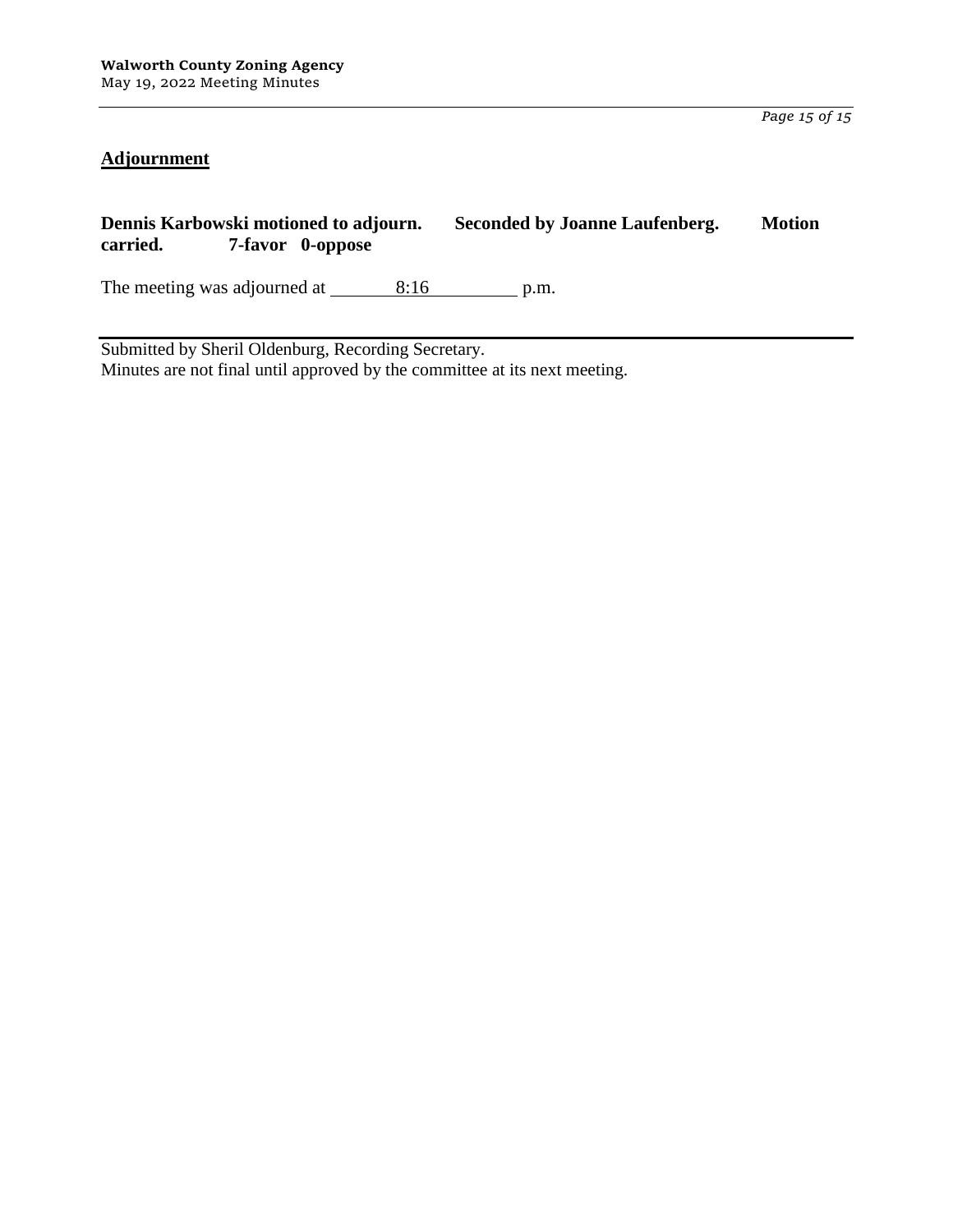## Adjournment

**Dennis Karbowski motioned to adjourn. Seconded by Joanne Laufenberg. Motion carried. 7-favor 0-oppose**

The meeting was adjourned at 8:16 p.m.

---

Submitted by Sheril Oldenburg, Recording Secretary.
Minutes are not final until approved by the committee at its next meeting.